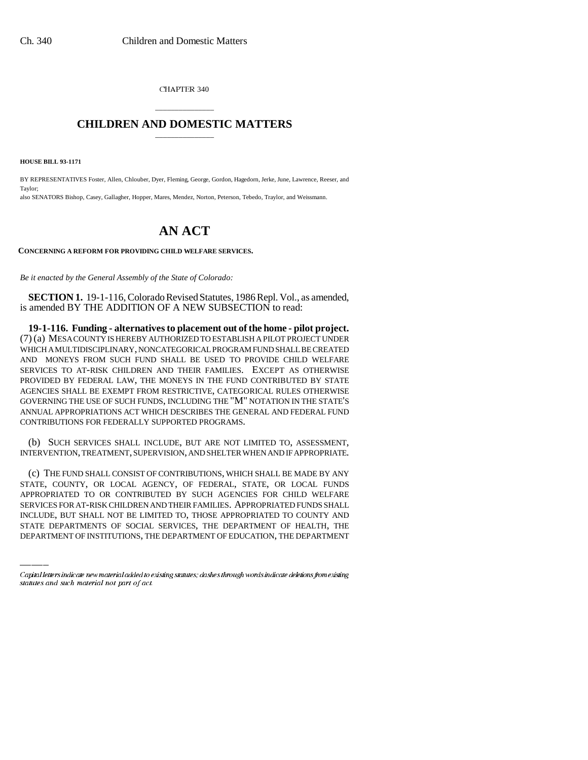CHAPTER 340

## CHILDREN AND DOMESTIC MATTERS

**HOUSE BILL 93-1171**

BY REPRESENTATIVES Foster, Allen, Chlouber, Dyer, Fleming, George, Gordon, Hagedorn, Jerke, June, Lawrence, Reeser, and Taylor;

also SENATORS Bishop, Casey, Gallagher, Hopper, Mares, Mendez, Norton, Peterson, Tebedo, Traylor, and Weissmann.

# AN ACT

**CONCERNING A REFORM FOR PROVIDING CHILD WELFARE SERVICES.**

*Be it enacted by the General Assembly of the State of Colorado:*

**SECTION 1.** 19-1-116, Colorado Revised Statutes, 1986 Repl. Vol., as amended, is amended BY THE ADDITION OF A NEW SUBSECTION to read:

**19-1-116. Funding - alternatives to placement out of the home - pilot project.** (7) (a) MESA COUNTY IS HEREBY AUTHORIZED TO ESTABLISH A PILOT PROJECT UNDER WHICH A MULTIDISCIPLINARY, NONCATEGORICAL PROGRAM FUND SHALL BE CREATED AND MONEYS FROM SUCH FUND SHALL BE USED TO PROVIDE CHILD WELFARE SERVICES TO AT-RISK CHILDREN AND THEIR FAMILIES. EXCEPT AS OTHERWISE PROVIDED BY FEDERAL LAW, THE MONEYS IN THE FUND CONTRIBUTED BY STATE AGENCIES SHALL BE EXEMPT FROM RESTRICTIVE, CATEGORICAL RULES OTHERWISE GOVERNING THE USE OF SUCH FUNDS, INCLUDING THE "M" NOTATION IN THE STATE'S ANNUAL APPROPRIATIONS ACT WHICH DESCRIBES THE GENERAL AND FEDERAL FUND CONTRIBUTIONS FOR FEDERALLY SUPPORTED PROGRAMS.

(b) SUCH SERVICES SHALL INCLUDE, BUT ARE NOT LIMITED TO, ASSESSMENT, INTERVENTION, TREATMENT, SUPERVISION, AND SHELTER WHEN AND IF APPROPRIATE.

(c) THE FUND SHALL CONSIST OF CONTRIBUTIONS, WHICH SHALL BE MADE BY ANY STATE, COUNTY, OR LOCAL AGENCY, OF FEDERAL, STATE, OR LOCAL FUNDS APPROPRIATED TO OR CONTRIBUTED BY SUCH AGENCIES FOR CHILD WELFARE SERVICES FOR AT-RISK CHILDREN AND THEIR FAMILIES. APPROPRIATED FUNDS SHALL INCLUDE, BUT SHALL NOT BE LIMITED TO, THOSE APPROPRIATED TO COUNTY AND STATE DEPARTMENTS OF SOCIAL SERVICES, THE DEPARTMENT OF HEALTH, THE DEPARTMENT OF INSTITUTIONS, THE DEPARTMENT OF EDUCATION, THE DEPARTMENT

Capital letters indicate new material added to existing statutes; dashes through words indicate deletions from existing statutes and such material not part of act.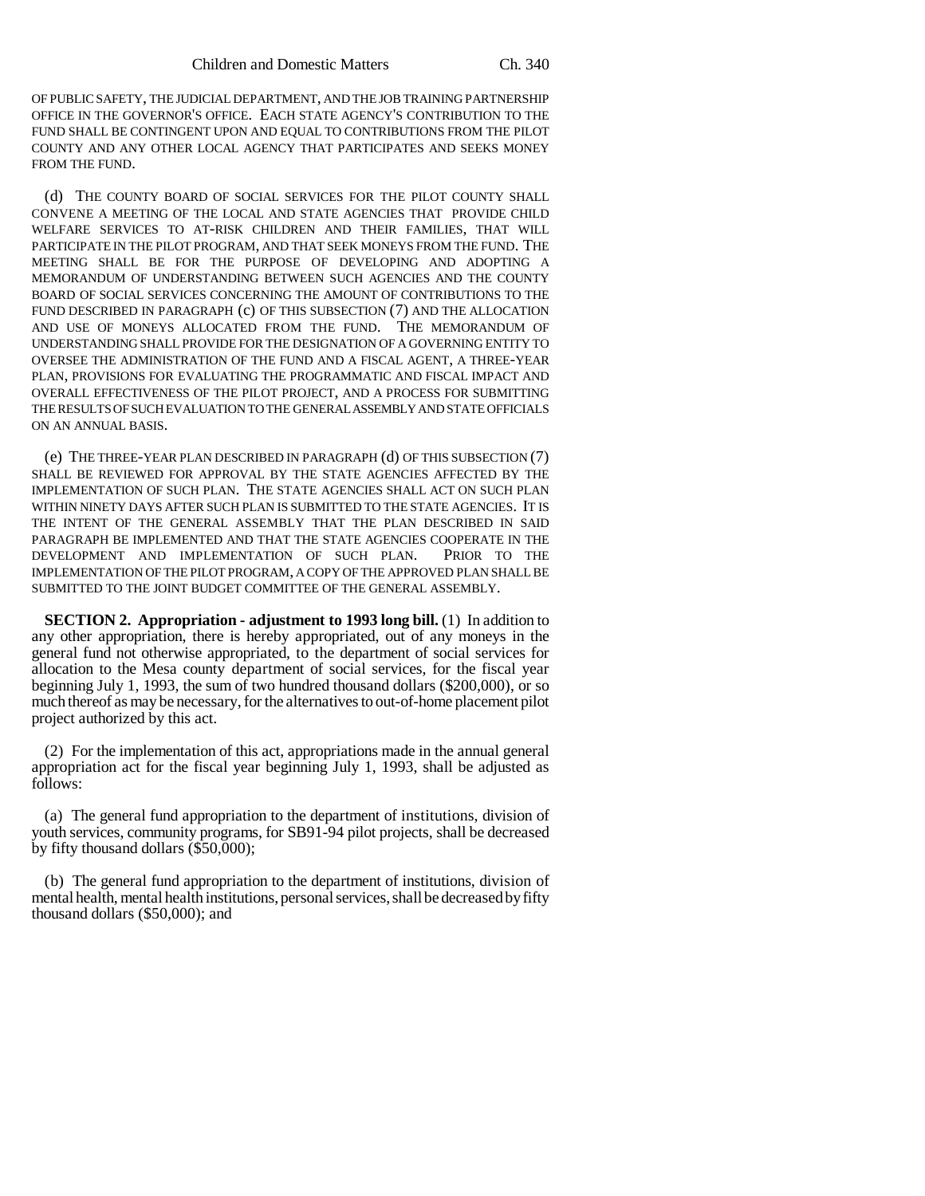OF PUBLIC SAFETY, THE JUDICIAL DEPARTMENT, AND THE JOB TRAINING PARTNERSHIP OFFICE IN THE GOVERNOR'S OFFICE. EACH STATE AGENCY'S CONTRIBUTION TO THE FUND SHALL BE CONTINGENT UPON AND EQUAL TO CONTRIBUTIONS FROM THE PILOT COUNTY AND ANY OTHER LOCAL AGENCY THAT PARTICIPATES AND SEEKS MONEY FROM THE FUND.

(d) THE COUNTY BOARD OF SOCIAL SERVICES FOR THE PILOT COUNTY SHALL CONVENE A MEETING OF THE LOCAL AND STATE AGENCIES THAT PROVIDE CHILD WELFARE SERVICES TO AT-RISK CHILDREN AND THEIR FAMILIES, THAT WILL PARTICIPATE IN THE PILOT PROGRAM, AND THAT SEEK MONEYS FROM THE FUND. THE MEETING SHALL BE FOR THE PURPOSE OF DEVELOPING AND ADOPTING A MEMORANDUM OF UNDERSTANDING BETWEEN SUCH AGENCIES AND THE COUNTY BOARD OF SOCIAL SERVICES CONCERNING THE AMOUNT OF CONTRIBUTIONS TO THE FUND DESCRIBED IN PARAGRAPH (c) OF THIS SUBSECTION (7) AND THE ALLOCATION AND USE OF MONEYS ALLOCATED FROM THE FUND. THE MEMORANDUM OF UNDERSTANDING SHALL PROVIDE FOR THE DESIGNATION OF A GOVERNING ENTITY TO OVERSEE THE ADMINISTRATION OF THE FUND AND A FISCAL AGENT, A THREE-YEAR PLAN, PROVISIONS FOR EVALUATING THE PROGRAMMATIC AND FISCAL IMPACT AND OVERALL EFFECTIVENESS OF THE PILOT PROJECT, AND A PROCESS FOR SUBMITTING THE RESULTS OF SUCH EVALUATION TO THE GENERAL ASSEMBLY AND STATE OFFICIALS ON AN ANNUAL BASIS.

(e) THE THREE-YEAR PLAN DESCRIBED IN PARAGRAPH (d) OF THIS SUBSECTION (7) SHALL BE REVIEWED FOR APPROVAL BY THE STATE AGENCIES AFFECTED BY THE IMPLEMENTATION OF SUCH PLAN. THE STATE AGENCIES SHALL ACT ON SUCH PLAN WITHIN NINETY DAYS AFTER SUCH PLAN IS SUBMITTED TO THE STATE AGENCIES. IT IS THE INTENT OF THE GENERAL ASSEMBLY THAT THE PLAN DESCRIBED IN SAID PARAGRAPH BE IMPLEMENTED AND THAT THE STATE AGENCIES COOPERATE IN THE DEVELOPMENT AND IMPLEMENTATION OF SUCH PLAN. PRIOR TO THE IMPLEMENTATION OF THE PILOT PROGRAM, A COPY OF THE APPROVED PLAN SHALL BE SUBMITTED TO THE JOINT BUDGET COMMITTEE OF THE GENERAL ASSEMBLY.

**SECTION 2. Appropriation - adjustment to 1993 long bill.** (1) In addition to any other appropriation, there is hereby appropriated, out of any moneys in the general fund not otherwise appropriated, to the department of social services for allocation to the Mesa county department of social services, for the fiscal year beginning July 1, 1993, the sum of two hundred thousand dollars ($200,000), or so much thereof as may be necessary, for the alternatives to out-of-home placement pilot project authorized by this act.

(2) For the implementation of this act, appropriations made in the annual general appropriation act for the fiscal year beginning July 1, 1993, shall be adjusted as follows:

(a) The general fund appropriation to the department of institutions, division of youth services, community programs, for SB91-94 pilot projects, shall be decreased by fifty thousand dollars ($50,000);

(b) The general fund appropriation to the department of institutions, division of mental health, mental health institutions, personal services, shall be decreased by fifty thousand dollars ($50,000); and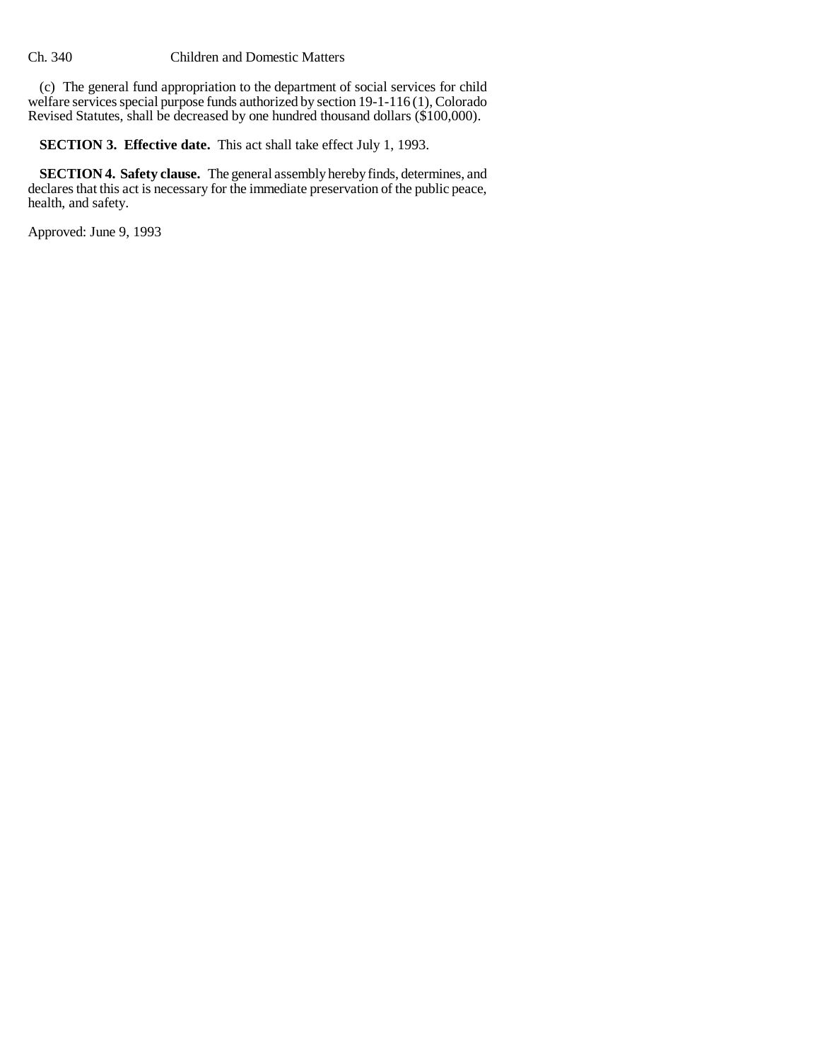(c) The general fund appropriation to the department of social services for child welfare services special purpose funds authorized by section 19-1-116 (1), Colorado Revised Statutes, shall be decreased by one hundred thousand dollars ($100,000).

**SECTION 3. Effective date.** This act shall take effect July 1, 1993.

**SECTION 4. Safety clause.** The general assembly hereby finds, determines, and declares that this act is necessary for the immediate preservation of the public peace, health, and safety.

Approved: June 9, 1993